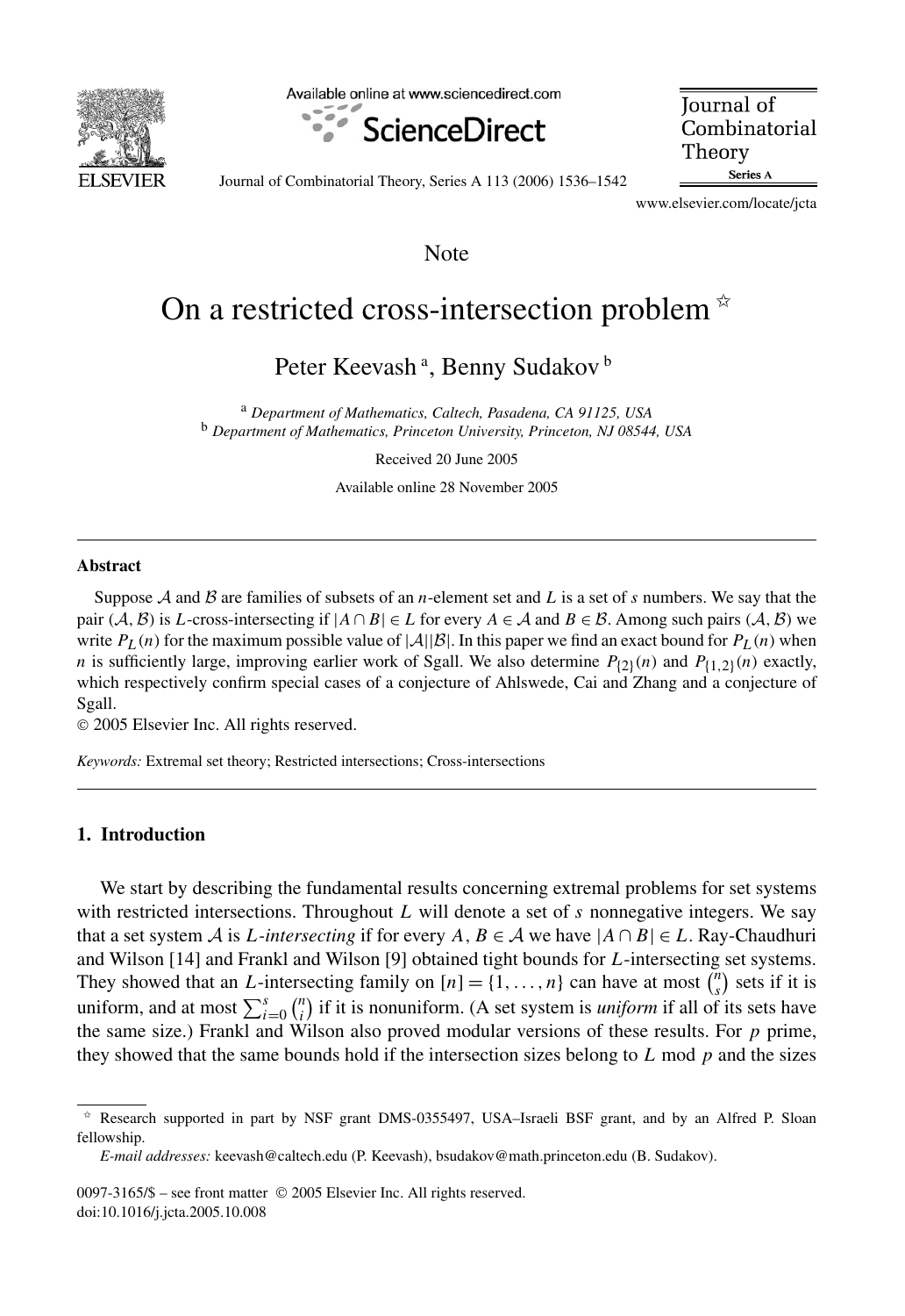Note

# On a restricted cross-intersection problem ☆

Peter Keevash [a], Benny Sudakov [b]

[a] *Department of Mathematics, Caltech, Pasadena, CA 91125, USA*
[b] *Department of Mathematics, Princeton University, Princeton, NJ 08544, USA*

Received 20 June 2005

Available online 28 November 2005

## Abstract

Suppose $\mathcal{A}$ and $\mathcal{B}$ are families of subsets of an $n$-element set and $L$ is a set of $s$ numbers. We say that the pair $(\mathcal{A}, \mathcal{B})$ is $L$-cross-intersecting if $|A \cap B| \in L$ for every $A \in \mathcal{A}$ and $B \in \mathcal{B}$. Among such pairs $(\mathcal{A}, \mathcal{B})$ we write $P_L(n)$ for the maximum possible value of $|\mathcal{A}||\mathcal{B}|$. In this paper we find an exact bound for $P_L(n)$ when $n$ is sufficiently large, improving earlier work of Sgall. We also determine $P_{\{2\}}(n)$ and $P_{\{1,2\}}(n)$ exactly, which respectively confirm special cases of a conjecture of Ahlswede, Cai and Zhang and a conjecture of Sgall.

© 2005 Elsevier Inc. All rights reserved.

*Keywords:* Extremal set theory; Restricted intersections; Cross-intersections

## 1. Introduction

We start by describing the fundamental results concerning extremal problems for set systems with restricted intersections. Throughout $L$ will denote a set of $s$ nonnegative integers. We say that a set system $\mathcal{A}$ is *$L$-intersecting* if for every $A, B \in \mathcal{A}$ we have $|A \cap B| \in L$. Ray-Chaudhuri and Wilson [14] and Frankl and Wilson [9] obtained tight bounds for $L$-intersecting set systems. They showed that an $L$-intersecting family on $[n] = \{1, \ldots, n\}$ can have at most $\binom{n}{s}$ sets if it is uniform, and at most $\sum_{i=0}^{s} \binom{n}{i}$ if it is nonuniform. (A set system is *uniform* if all of its sets have the same size.) Frankl and Wilson also proved modular versions of these results. For $p$ prime, they showed that the same bounds hold if the intersection sizes belong to $L$ mod $p$ and the sizes

☆ Research supported in part by NSF grant DMS-0355497, USA–Israeli BSF grant, and by an Alfred P. Sloan fellowship.

*E-mail addresses:* keevash@caltech.edu (P. Keevash), bsudakov@math.princeton.edu (B. Sudakov).

0097-3165/$ – see front matter © 2005 Elsevier Inc. All rights reserved.
doi:10.1016/j.jcta.2005.10.008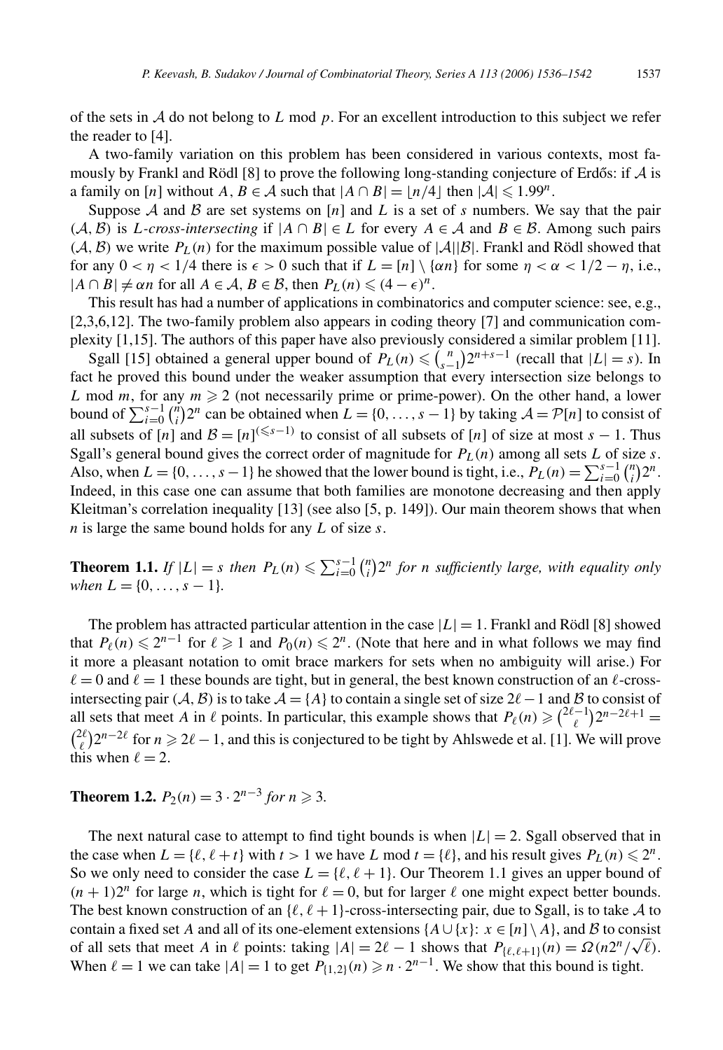of the sets in $\mathcal{A}$ do not belong to $L$ mod $p$. For an excellent introduction to this subject we refer the reader to [4].

A two-family variation on this problem has been considered in various contexts, most famously by Frankl and Rödl [8] to prove the following long-standing conjecture of Erdős: if $\mathcal{A}$ is a family on $[n]$ without $A, B \in \mathcal{A}$ such that $|A \cap B| = \lfloor n/4 \rfloor$ then $|\mathcal{A}| \leqslant 1.99^n$.

Suppose $\mathcal{A}$ and $\mathcal{B}$ are set systems on $[n]$ and $L$ is a set of $s$ numbers. We say that the pair $(\mathcal{A}, \mathcal{B})$ is *L-cross-intersecting* if $|A \cap B| \in L$ for every $A \in \mathcal{A}$ and $B \in \mathcal{B}$. Among such pairs $(\mathcal{A}, \mathcal{B})$ we write $P_L(n)$ for the maximum possible value of $|\mathcal{A}||\mathcal{B}|$. Frankl and Rödl showed that for any $0 < \eta < 1/4$ there is $\epsilon > 0$ such that if $L = [n] \setminus \{\alpha n\}$ for some $\eta < \alpha < 1/2 - \eta$, i.e., $|A \cap B| \neq \alpha n$ for all $A \in \mathcal{A}$, $B \in \mathcal{B}$, then $P_L(n) \leqslant (4 - \epsilon)^n$.

This result has had a number of applications in combinatorics and computer science: see, e.g., [2,3,6,12]. The two-family problem also appears in coding theory [7] and communication complexity [1,15]. The authors of this paper have also previously considered a similar problem [11].

Sgall [15] obtained a general upper bound of $P_L(n) \leqslant \binom{n}{s-1} 2^{n+s-1}$ (recall that $|L| = s$). In fact he proved this bound under the weaker assumption that every intersection size belongs to $L$ mod $m$, for any $m \geqslant 2$ (not necessarily prime or prime-power). On the other hand, a lower bound of $\sum_{i=0}^{s-1} \binom{n}{i} 2^n$ can be obtained when $L = \{0, \ldots, s-1\}$ by taking $\mathcal{A} = \mathcal{P}[n]$ to consist of all subsets of $[n]$ and $\mathcal{B} = [n]^{(\leqslant s-1)}$ to consist of all subsets of $[n]$ of size at most $s - 1$. Thus Sgall's general bound gives the correct order of magnitude for $P_L(n)$ among all sets $L$ of size $s$. Also, when $L = \{0, \ldots, s-1\}$ he showed that the lower bound is tight, i.e., $P_L(n) = \sum_{i=0}^{s-1} \binom{n}{i} 2^n$. Indeed, in this case one can assume that both families are monotone decreasing and then apply Kleitman's correlation inequality [13] (see also [5, p. 149]). Our main theorem shows that when $n$ is large the same bound holds for any $L$ of size $s$.

**Theorem 1.1.** *If $|L| = s$ then $P_L(n) \leqslant \sum_{i=0}^{s-1} \binom{n}{i} 2^n$ for $n$ sufficiently large, with equality only when $L = \{0, \ldots, s-1\}$.*

The problem has attracted particular attention in the case $|L| = 1$. Frankl and Rödl [8] showed that $P_\ell(n) \leqslant 2^{n-1}$ for $\ell \geqslant 1$ and $P_0(n) \leqslant 2^n$. (Note that here and in what follows we may find it more a pleasant notation to omit brace markers for sets when no ambiguity will arise.) For $\ell = 0$ and $\ell = 1$ these bounds are tight, but in general, the best known construction of an $\ell$-cross-intersecting pair $(\mathcal{A}, \mathcal{B})$ is to take $\mathcal{A} = \{A\}$ to contain a single set of size $2\ell - 1$ and $\mathcal{B}$ to consist of all sets that meet $A$ in $\ell$ points. In particular, this example shows that $P_\ell(n) \geqslant \binom{2\ell-1}{\ell} 2^{n-2\ell+1} = \binom{2\ell}{\ell} 2^{n-2\ell}$ for $n \geqslant 2\ell - 1$, and this is conjectured to be tight by Ahlswede et al. [1]. We will prove this when $\ell = 2$.

**Theorem 1.2.** *$P_2(n) = 3 \cdot 2^{n-3}$ for $n \geqslant 3$.*

The next natural case to attempt to find tight bounds is when $|L| = 2$. Sgall observed that in the case when $L = \{\ell, \ell + t\}$ with $t > 1$ we have $L$ mod $t = \{\ell\}$, and his result gives $P_L(n) \leqslant 2^n$. So we only need to consider the case $L = \{\ell, \ell + 1\}$. Our Theorem 1.1 gives an upper bound of $(n + 1)2^n$ for large $n$, which is tight for $\ell = 0$, but for larger $\ell$ one might expect better bounds. The best known construction of an $\{\ell, \ell + 1\}$-cross-intersecting pair, due to Sgall, is to take $\mathcal{A}$ to contain a fixed set $A$ and all of its one-element extensions $\{A \cup \{x\}: x \in [n] \setminus A\}$, and $\mathcal{B}$ to consist of all sets that meet $A$ in $\ell$ points: taking $|A| = 2\ell - 1$ shows that $P_{\{\ell, \ell+1\}}(n) = \Omega(n2^n/\sqrt{\ell})$. When $\ell = 1$ we can take $|A| = 1$ to get $P_{\{1,2\}}(n) \geqslant n \cdot 2^{n-1}$. We show that this bound is tight.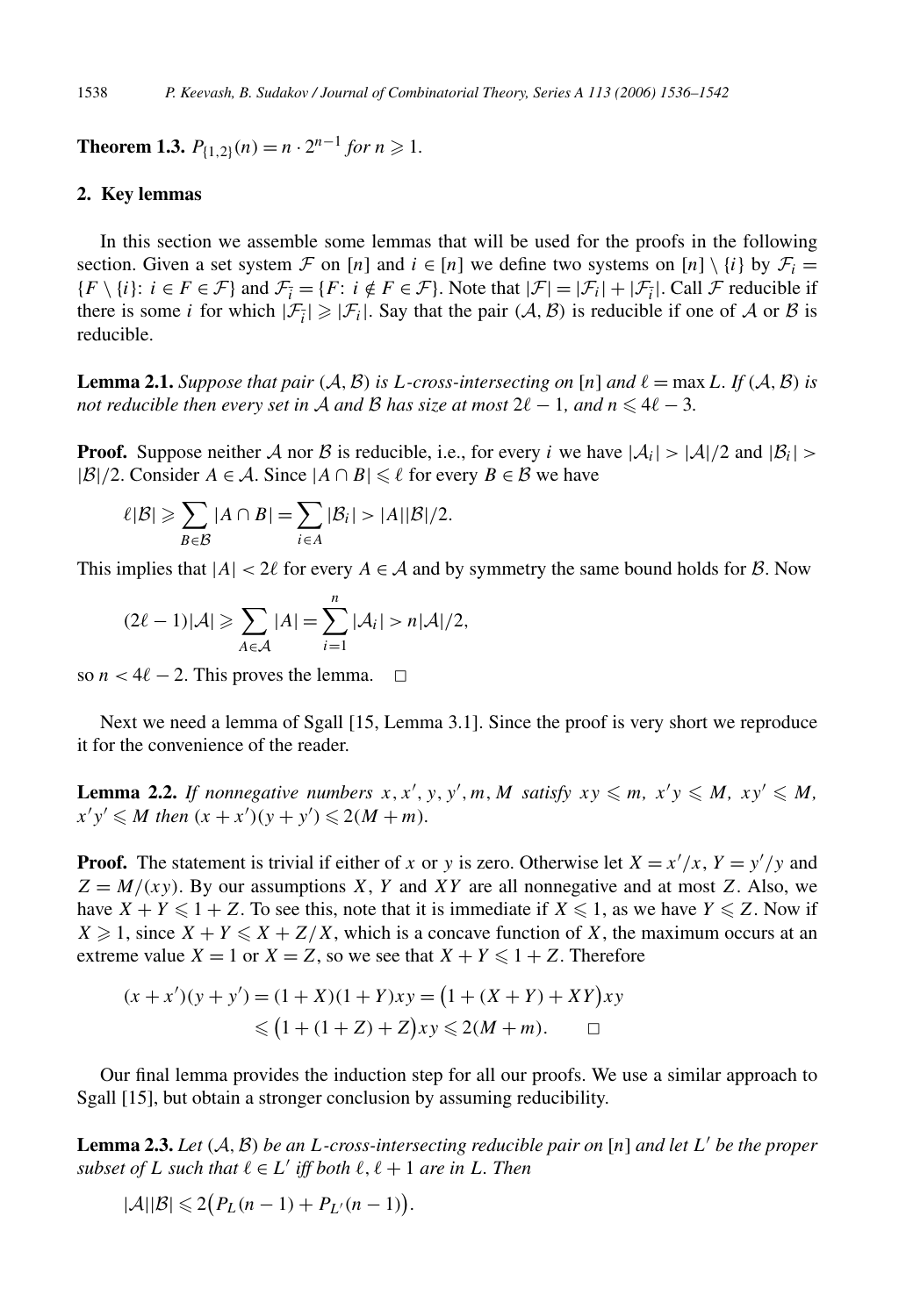**Theorem 1.3.** $P_{\{1,2\}}(n) = n \cdot 2^{n-1}$ *for* $n \geqslant 1$.

## 2. Key lemmas

In this section we assemble some lemmas that will be used for the proofs in the following section. Given a set system $\mathcal{F}$ on $[n]$ and $i \in [n]$ we define two systems on $[n] \setminus \{i\}$ by $\mathcal{F}_i = \{F \setminus \{i\}\colon i \in F \in \mathcal{F}\}$ and $\mathcal{F}_{\bar{i}} = \{F\colon i \notin F \in \mathcal{F}\}$. Note that $|\mathcal{F}| = |\mathcal{F}_i| + |\mathcal{F}_{\bar{i}}|$. Call $\mathcal{F}$ reducible if there is some $i$ for which $|\mathcal{F}_{\bar{i}}| \geqslant |\mathcal{F}_i|$. Say that the pair $(\mathcal{A}, \mathcal{B})$ is reducible if one of $\mathcal{A}$ or $\mathcal{B}$ is reducible.

**Lemma 2.1.** *Suppose that pair* $(\mathcal{A}, \mathcal{B})$ *is* $L$*-cross-intersecting on* $[n]$ *and* $\ell = \max L$. *If* $(\mathcal{A}, \mathcal{B})$ *is not reducible then every set in* $\mathcal{A}$ *and* $\mathcal{B}$ *has size at most* $2\ell - 1$, *and* $n \leqslant 4\ell - 3$.

**Proof.** Suppose neither $\mathcal{A}$ nor $\mathcal{B}$ is reducible, i.e., for every $i$ we have $|\mathcal{A}_i| > |\mathcal{A}|/2$ and $|\mathcal{B}_i| > |\mathcal{B}|/2$. Consider $A \in \mathcal{A}$. Since $|A \cap B| \leqslant \ell$ for every $B \in \mathcal{B}$ we have

$$\ell|\mathcal{B}| \geqslant \sum_{B \in \mathcal{B}} |A \cap B| = \sum_{i \in A} |\mathcal{B}_i| > |A||\mathcal{B}|/2.$$

This implies that $|A| < 2\ell$ for every $A \in \mathcal{A}$ and by symmetry the same bound holds for $\mathcal{B}$. Now

$$(2\ell - 1)|\mathcal{A}| \geqslant \sum_{A \in \mathcal{A}} |A| = \sum_{i=1}^{n} |\mathcal{A}_i| > n|\mathcal{A}|/2,$$

so $n < 4\ell - 2$. This proves the lemma. $\square$

Next we need a lemma of Sgall [15, Lemma 3.1]. Since the proof is very short we reproduce it for the convenience of the reader.

**Lemma 2.2.** *If nonnegative numbers* $x, x', y, y', m, M$ *satisfy* $xy \leqslant m$, $x'y \leqslant M$, $xy' \leqslant M$, $x'y' \leqslant M$ *then* $(x + x')(y + y') \leqslant 2(M + m)$.

**Proof.** The statement is trivial if either of $x$ or $y$ is zero. Otherwise let $X = x'/x$, $Y = y'/y$ and $Z = M/(xy)$. By our assumptions $X$, $Y$ and $XY$ are all nonnegative and at most $Z$. Also, we have $X + Y \leqslant 1 + Z$. To see this, note that it is immediate if $X \leqslant 1$, as we have $Y \leqslant Z$. Now if $X \geqslant 1$, since $X + Y \leqslant X + Z/X$, which is a concave function of $X$, the maximum occurs at an extreme value $X = 1$ or $X = Z$, so we see that $X + Y \leqslant 1 + Z$. Therefore

$$\begin{aligned}(x + x')(y + y') &= (1 + X)(1 + Y)xy = \bigl(1 + (X + Y) + XY\bigr)xy \\ &\leqslant \bigl(1 + (1 + Z) + Z\bigr)xy \leqslant 2(M + m). \qquad \square\end{aligned}$$

Our final lemma provides the induction step for all our proofs. We use a similar approach to Sgall [15], but obtain a stronger conclusion by assuming reducibility.

**Lemma 2.3.** *Let* $(\mathcal{A}, \mathcal{B})$ *be an* $L$*-cross-intersecting reducible pair on* $[n]$ *and let* $L'$ *be the proper subset of* $L$ *such that* $\ell \in L'$ *iff both* $\ell, \ell + 1$ *are in* $L$. *Then*

$$|\mathcal{A}||\mathcal{B}| \leqslant 2\bigl(P_L(n-1) + P_{L'}(n-1)\bigr).$$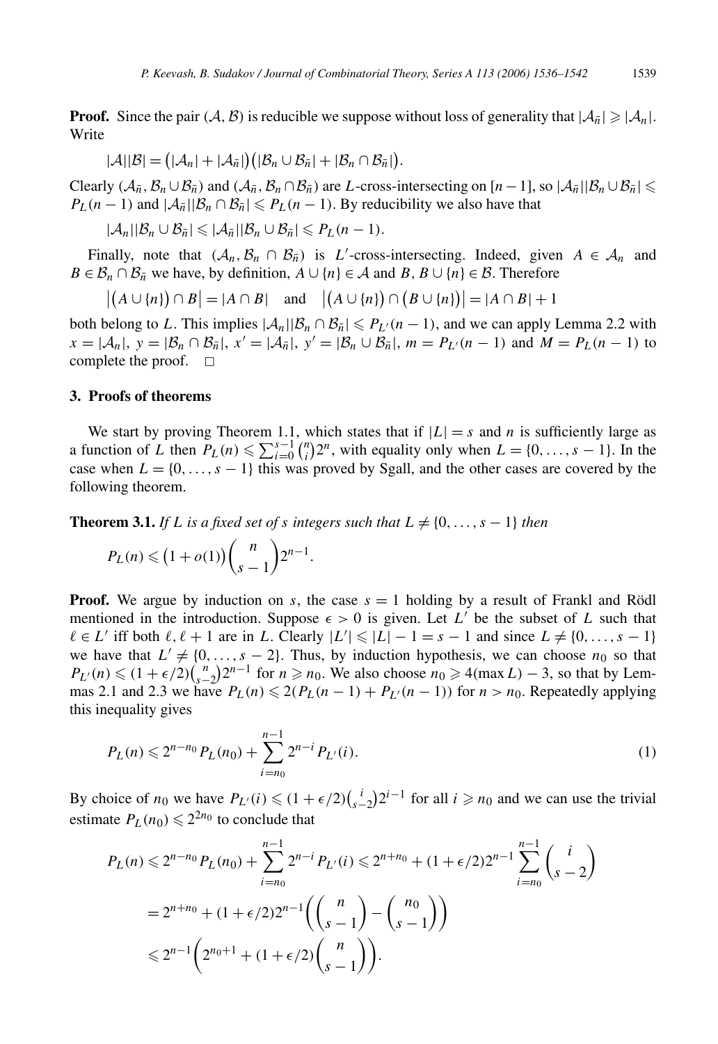**Proof.** Since the pair $(\mathcal{A}, \mathcal{B})$ is reducible we suppose without loss of generality that $|\mathcal{A}_{\bar{n}}| \geqslant |\mathcal{A}_n|$. Write

$$|\mathcal{A}||\mathcal{B}| = \big(|\mathcal{A}_n| + |\mathcal{A}_{\bar{n}}|\big)\big(|\mathcal{B}_n \cup \mathcal{B}_{\bar{n}}| + |\mathcal{B}_n \cap \mathcal{B}_{\bar{n}}|\big).$$

Clearly $(\mathcal{A}_{\bar{n}}, \mathcal{B}_n \cup \mathcal{B}_{\bar{n}})$ and $(\mathcal{A}_{\bar{n}}, \mathcal{B}_n \cap \mathcal{B}_{\bar{n}})$ are $L$-cross-intersecting on $[n-1]$, so $|\mathcal{A}_{\bar{n}}||\mathcal{B}_n \cup \mathcal{B}_{\bar{n}}| \leqslant P_L(n-1)$ and $|\mathcal{A}_{\bar{n}}||\mathcal{B}_n \cap \mathcal{B}_{\bar{n}}| \leqslant P_L(n-1)$. By reducibility we also have that

$$|\mathcal{A}_n||\mathcal{B}_n \cup \mathcal{B}_{\bar{n}}| \leqslant |\mathcal{A}_{\bar{n}}||\mathcal{B}_n \cup \mathcal{B}_{\bar{n}}| \leqslant P_L(n-1).$$

Finally, note that $(\mathcal{A}_n, \mathcal{B}_n \cap \mathcal{B}_{\bar{n}})$ is $L'$-cross-intersecting. Indeed, given $A \in \mathcal{A}_n$ and $B \in \mathcal{B}_n \cap \mathcal{B}_{\bar{n}}$ we have, by definition, $A \cup \{n\} \in \mathcal{A}$ and $B, B \cup \{n\} \in \mathcal{B}$. Therefore

$$\big|\big(A \cup \{n\}\big) \cap B\big| = |A \cap B| \quad \text{and} \quad \big|\big(A \cup \{n\}\big) \cap \big(B \cup \{n\}\big)\big| = |A \cap B| + 1$$

both belong to $L$. This implies $|\mathcal{A}_n||\mathcal{B}_n \cap \mathcal{B}_{\bar{n}}| \leqslant P_{L'}(n-1)$, and we can apply Lemma 2.2 with $x = |\mathcal{A}_n|$, $y = |\mathcal{B}_n \cap \mathcal{B}_{\bar{n}}|$, $x' = |\mathcal{A}_{\bar{n}}|$, $y' = |\mathcal{B}_n \cup \mathcal{B}_{\bar{n}}|$, $m = P_{L'}(n-1)$ and $M = P_L(n-1)$ to complete the proof. $\square$

## 3. Proofs of theorems

We start by proving Theorem 1.1, which states that if $|L| = s$ and $n$ is sufficiently large as a function of $L$ then $P_L(n) \leqslant \sum_{i=0}^{s-1} \binom{n}{i} 2^n$, with equality only when $L = \{0, \ldots, s-1\}$. In the case when $L = \{0, \ldots, s-1\}$ this was proved by Sgall, and the other cases are covered by the following theorem.

**Theorem 3.1.** *If $L$ is a fixed set of $s$ integers such that $L \neq \{0, \ldots, s-1\}$ then*

$$P_L(n) \leqslant \big(1 + o(1)\big)\binom{n}{s-1} 2^{n-1}.$$

**Proof.** We argue by induction on $s$, the case $s = 1$ holding by a result of Frankl and Rödl mentioned in the introduction. Suppose $\epsilon > 0$ is given. Let $L'$ be the subset of $L$ such that $\ell \in L'$ iff both $\ell, \ell + 1$ are in $L$. Clearly $|L'| \leqslant |L| - 1 = s - 1$ and since $L \neq \{0, \ldots, s-1\}$ we have that $L' \neq \{0, \ldots, s-2\}$. Thus, by induction hypothesis, we can choose $n_0$ so that $P_{L'}(n) \leqslant (1 + \epsilon/2)\binom{n}{s-2} 2^{n-1}$ for $n \geqslant n_0$. We also choose $n_0 \geqslant 4(\max L) - 3$, so that by Lemmas 2.1 and 2.3 we have $P_L(n) \leqslant 2(P_L(n-1) + P_{L'}(n-1))$ for $n > n_0$. Repeatedly applying this inequality gives

$$P_L(n) \leqslant 2^{n-n_0} P_L(n_0) + \sum_{i=n_0}^{n-1} 2^{n-i} P_{L'}(i). \tag{1}$$

By choice of $n_0$ we have $P_{L'}(i) \leqslant (1 + \epsilon/2)\binom{i}{s-2} 2^{i-1}$ for all $i \geqslant n_0$ and we can use the trivial estimate $P_L(n_0) \leqslant 2^{2n_0}$ to conclude that

$$\begin{aligned}
P_L(n) &\leqslant 2^{n-n_0} P_L(n_0) + \sum_{i=n_0}^{n-1} 2^{n-i} P_{L'}(i) \leqslant 2^{n+n_0} + (1 + \epsilon/2) 2^{n-1} \sum_{i=n_0}^{n-1} \binom{i}{s-2} \\
&= 2^{n+n_0} + (1 + \epsilon/2) 2^{n-1} \left(\binom{n}{s-1} - \binom{n_0}{s-1}\right) \\
&\leqslant 2^{n-1}\left(2^{n_0+1} + (1 + \epsilon/2)\binom{n}{s-1}\right).
\end{aligned}$$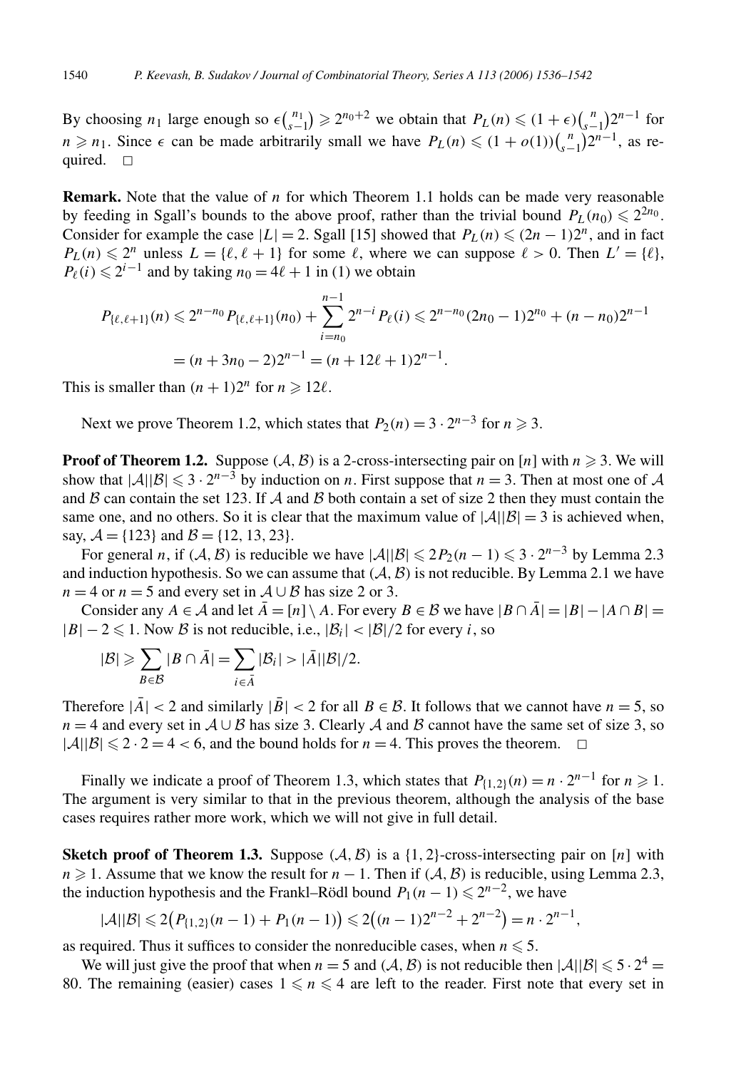By choosing $n_1$ large enough so $\epsilon\binom{n_1}{s-1} \geqslant 2^{n_0+2}$ we obtain that $P_L(n) \leqslant (1+\epsilon)\binom{n}{s-1}2^{n-1}$ for $n \geqslant n_1$. Since $\epsilon$ can be made arbitrarily small we have $P_L(n) \leqslant (1+o(1))\binom{n}{s-1}2^{n-1}$, as required. $\square$

**Remark.** Note that the value of $n$ for which Theorem 1.1 holds can be made very reasonable by feeding in Sgall's bounds to the above proof, rather than the trivial bound $P_L(n_0) \leqslant 2^{2n_0}$. Consider for example the case $|L| = 2$. Sgall [15] showed that $P_L(n) \leqslant (2n-1)2^n$, and in fact $P_L(n) \leqslant 2^n$ unless $L = \{\ell, \ell+1\}$ for some $\ell$, where we can suppose $\ell > 0$. Then $L' = \{\ell\}$, $P_\ell(i) \leqslant 2^{i-1}$ and by taking $n_0 = 4\ell + 1$ in (1) we obtain

$$P_{\{\ell,\ell+1\}}(n) \leqslant 2^{n-n_0}P_{\{\ell,\ell+1\}}(n_0) + \sum_{i=n_0}^{n-1} 2^{n-i}P_\ell(i) \leqslant 2^{n-n_0}(2n_0-1)2^{n_0} + (n-n_0)2^{n-1}$$
$$= (n+3n_0-2)2^{n-1} = (n+12\ell+1)2^{n-1}.$$

This is smaller than $(n+1)2^n$ for $n \geqslant 12\ell$.

Next we prove Theorem 1.2, which states that $P_2(n) = 3 \cdot 2^{n-3}$ for $n \geqslant 3$.

**Proof of Theorem 1.2.** Suppose $(\mathcal{A}, \mathcal{B})$ is a 2-cross-intersecting pair on $[n]$ with $n \geqslant 3$. We will show that $|\mathcal{A}||\mathcal{B}| \leqslant 3 \cdot 2^{n-3}$ by induction on $n$. First suppose that $n = 3$. Then at most one of $\mathcal{A}$ and $\mathcal{B}$ can contain the set 123. If $\mathcal{A}$ and $\mathcal{B}$ both contain a set of size 2 then they must contain the same one, and no others. So it is clear that the maximum value of $|\mathcal{A}||\mathcal{B}| = 3$ is achieved when, say, $\mathcal{A} = \{123\}$ and $\mathcal{B} = \{12, 13, 23\}$.

For general $n$, if $(\mathcal{A}, \mathcal{B})$ is reducible we have $|\mathcal{A}||\mathcal{B}| \leqslant 2P_2(n-1) \leqslant 3 \cdot 2^{n-3}$ by Lemma 2.3 and induction hypothesis. So we can assume that $(\mathcal{A}, \mathcal{B})$ is not reducible. By Lemma 2.1 we have $n = 4$ or $n = 5$ and every set in $\mathcal{A} \cup \mathcal{B}$ has size 2 or 3.

Consider any $A \in \mathcal{A}$ and let $\bar{A} = [n] \setminus A$. For every $B \in \mathcal{B}$ we have $|B \cap \bar{A}| = |B| - |A \cap B| = |B| - 2 \leqslant 1$. Now $\mathcal{B}$ is not reducible, i.e., $|\mathcal{B}_i| < |\mathcal{B}|/2$ for every $i$, so

$$|\mathcal{B}| \geqslant \sum_{B \in \mathcal{B}} |B \cap \bar{A}| = \sum_{i \in \bar{A}} |\mathcal{B}_i| > |\bar{A}||\mathcal{B}|/2.$$

Therefore $|\bar{A}| < 2$ and similarly $|\bar{B}| < 2$ for all $B \in \mathcal{B}$. It follows that we cannot have $n = 5$, so $n = 4$ and every set in $\mathcal{A} \cup \mathcal{B}$ has size 3. Clearly $\mathcal{A}$ and $\mathcal{B}$ cannot have the same set of size 3, so $|\mathcal{A}||\mathcal{B}| \leqslant 2 \cdot 2 = 4 < 6$, and the bound holds for $n = 4$. This proves the theorem. $\square$

Finally we indicate a proof of Theorem 1.3, which states that $P_{\{1,2\}}(n) = n \cdot 2^{n-1}$ for $n \geqslant 1$. The argument is very similar to that in the previous theorem, although the analysis of the base cases requires rather more work, which we will not give in full detail.

**Sketch proof of Theorem 1.3.** Suppose $(\mathcal{A}, \mathcal{B})$ is a $\{1,2\}$-cross-intersecting pair on $[n]$ with $n \geqslant 1$. Assume that we know the result for $n-1$. Then if $(\mathcal{A}, \mathcal{B})$ is reducible, using Lemma 2.3, the induction hypothesis and the Frankl–Rödl bound $P_1(n-1) \leqslant 2^{n-2}$, we have

$$|\mathcal{A}||\mathcal{B}| \leqslant 2\big(P_{\{1,2\}}(n-1) + P_1(n-1)\big) \leqslant 2\big((n-1)2^{n-2} + 2^{n-2}\big) = n \cdot 2^{n-1},$$

as required. Thus it suffices to consider the nonreducible cases, when $n \leqslant 5$.

We will just give the proof that when $n = 5$ and $(\mathcal{A}, \mathcal{B})$ is not reducible then $|\mathcal{A}||\mathcal{B}| \leqslant 5 \cdot 2^4 = 80$. The remaining (easier) cases $1 \leqslant n \leqslant 4$ are left to the reader. First note that every set in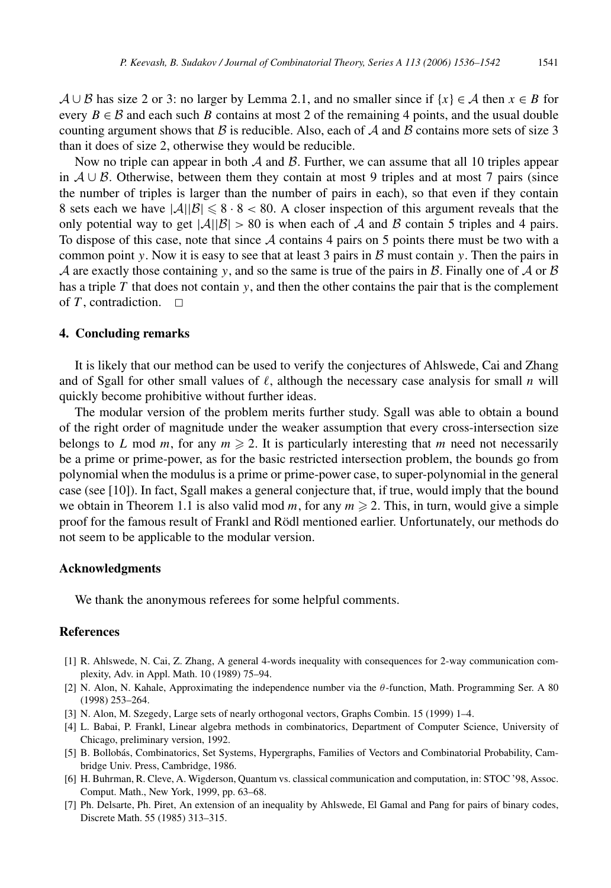$\mathcal{A} \cup \mathcal{B}$ has size 2 or 3: no larger by Lemma 2.1, and no smaller since if $\{x\} \in \mathcal{A}$ then $x \in B$ for every $B \in \mathcal{B}$ and each such $B$ contains at most 2 of the remaining 4 points, and the usual double counting argument shows that $\mathcal{B}$ is reducible. Also, each of $\mathcal{A}$ and $\mathcal{B}$ contains more sets of size 3 than it does of size 2, otherwise they would be reducible.

Now no triple can appear in both $\mathcal{A}$ and $\mathcal{B}$. Further, we can assume that all 10 triples appear in $\mathcal{A} \cup \mathcal{B}$. Otherwise, between them they contain at most 9 triples and at most 7 pairs (since the number of triples is larger than the number of pairs in each), so that even if they contain 8 sets each we have $|\mathcal{A}||\mathcal{B}| \leqslant 8 \cdot 8 < 80$. A closer inspection of this argument reveals that the only potential way to get $|\mathcal{A}||\mathcal{B}| > 80$ is when each of $\mathcal{A}$ and $\mathcal{B}$ contain 5 triples and 4 pairs. To dispose of this case, note that since $\mathcal{A}$ contains 4 pairs on 5 points there must be two with a common point $y$. Now it is easy to see that at least 3 pairs in $\mathcal{B}$ must contain $y$. Then the pairs in $\mathcal{A}$ are exactly those containing $y$, and so the same is true of the pairs in $\mathcal{B}$. Finally one of $\mathcal{A}$ or $\mathcal{B}$ has a triple $T$ that does not contain $y$, and then the other contains the pair that is the complement of $T$, contradiction. □

## 4. Concluding remarks

It is likely that our method can be used to verify the conjectures of Ahlswede, Cai and Zhang and of Sgall for other small values of $\ell$, although the necessary case analysis for small $n$ will quickly become prohibitive without further ideas.

The modular version of the problem merits further study. Sgall was able to obtain a bound of the right order of magnitude under the weaker assumption that every cross-intersection size belongs to $L$ mod $m$, for any $m \geqslant 2$. It is particularly interesting that $m$ need not necessarily be a prime or prime-power, as for the basic restricted intersection problem, the bounds go from polynomial when the modulus is a prime or prime-power case, to super-polynomial in the general case (see [10]). In fact, Sgall makes a general conjecture that, if true, would imply that the bound we obtain in Theorem 1.1 is also valid mod $m$, for any $m \geqslant 2$. This, in turn, would give a simple proof for the famous result of Frankl and Rödl mentioned earlier. Unfortunately, our methods do not seem to be applicable to the modular version.

## Acknowledgments

We thank the anonymous referees for some helpful comments.

## References

[1] R. Ahlswede, N. Cai, Z. Zhang, A general 4-words inequality with consequences for 2-way communication complexity, Adv. in Appl. Math. 10 (1989) 75–94.

[2] N. Alon, N. Kahale, Approximating the independence number via the $\theta$-function, Math. Programming Ser. A 80 (1998) 253–264.

[3] N. Alon, M. Szegedy, Large sets of nearly orthogonal vectors, Graphs Combin. 15 (1999) 1–4.

[4] L. Babai, P. Frankl, Linear algebra methods in combinatorics, Department of Computer Science, University of Chicago, preliminary version, 1992.

[5] B. Bollobás, Combinatorics, Set Systems, Hypergraphs, Families of Vectors and Combinatorial Probability, Cambridge Univ. Press, Cambridge, 1986.

[6] H. Buhrman, R. Cleve, A. Wigderson, Quantum vs. classical communication and computation, in: STOC '98, Assoc. Comput. Math., New York, 1999, pp. 63–68.

[7] Ph. Delsarte, Ph. Piret, An extension of an inequality by Ahlswede, El Gamal and Pang for pairs of binary codes, Discrete Math. 55 (1985) 313–315.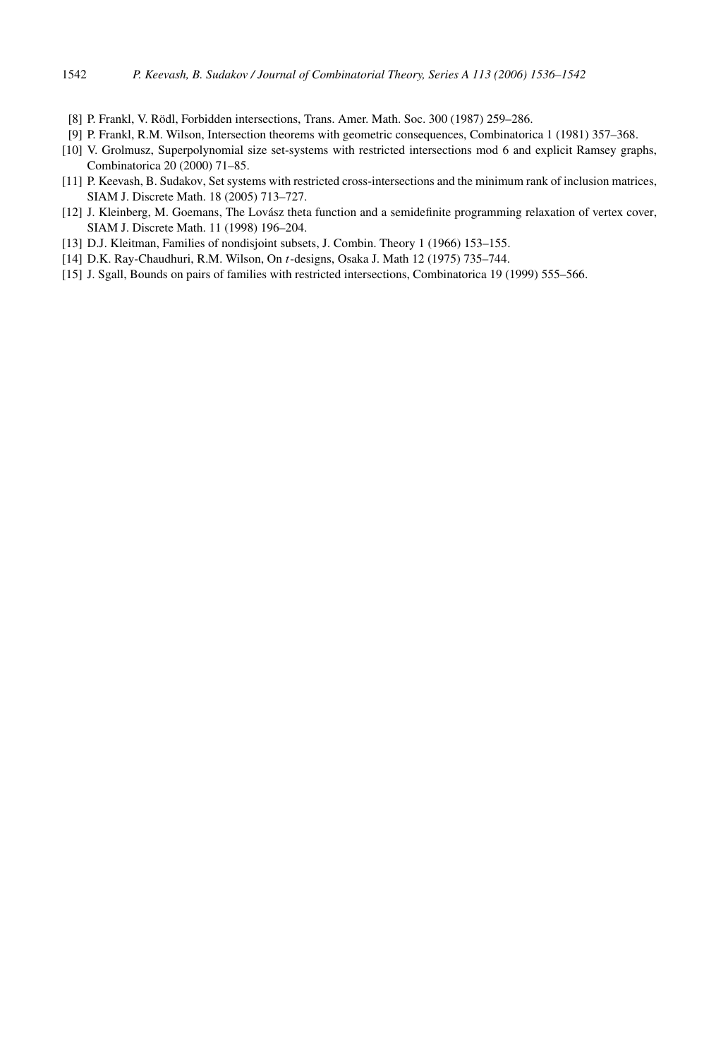[8] P. Frankl, V. Rödl, Forbidden intersections, Trans. Amer. Math. Soc. 300 (1987) 259–286.

[9] P. Frankl, R.M. Wilson, Intersection theorems with geometric consequences, Combinatorica 1 (1981) 357–368.

[10] V. Grolmusz, Superpolynomial size set-systems with restricted intersections mod 6 and explicit Ramsey graphs, Combinatorica 20 (2000) 71–85.

[11] P. Keevash, B. Sudakov, Set systems with restricted cross-intersections and the minimum rank of inclusion matrices, SIAM J. Discrete Math. 18 (2005) 713–727.

[12] J. Kleinberg, M. Goemans, The Lovász theta function and a semidefinite programming relaxation of vertex cover, SIAM J. Discrete Math. 11 (1998) 196–204.

[13] D.J. Kleitman, Families of nondisjoint subsets, J. Combin. Theory 1 (1966) 153–155.

[14] D.K. Ray-Chaudhuri, R.M. Wilson, On $t$-designs, Osaka J. Math 12 (1975) 735–744.

[15] J. Sgall, Bounds on pairs of families with restricted intersections, Combinatorica 19 (1999) 555–566.